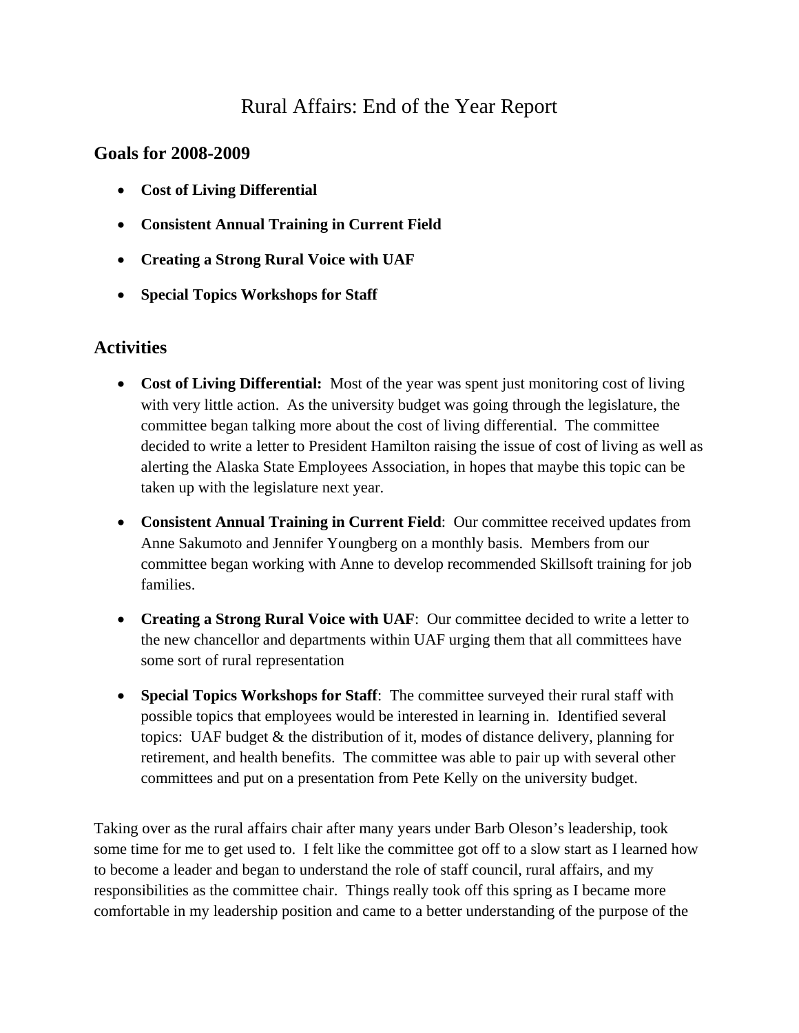# Rural Affairs: End of the Year Report

## Goals for 2008-2009

- **Cost of Living Differential**
- **Consistent Annual Training in Current Field**
- **Creating a Strong Rural Voice with UAF**
- **Special Topics Workshops for Staff**

## Activities

- **Cost of Living Differential:** Most of the year was spent just monitoring cost of living with very little action. As the university budget was going through the legislature, the committee began talking more about the cost of living differential. The committee decided to write a letter to President Hamilton raising the issue of cost of living as well as alerting the Alaska State Employees Association, in hopes that maybe this topic can be taken up with the legislature next year.

- **Consistent Annual Training in Current Field**: Our committee received updates from Anne Sakumoto and Jennifer Youngberg on a monthly basis. Members from our committee began working with Anne to develop recommended Skillsoft training for job families.

- **Creating a Strong Rural Voice with UAF**: Our committee decided to write a letter to the new chancellor and departments within UAF urging them that all committees have some sort of rural representation

- **Special Topics Workshops for Staff**: The committee surveyed their rural staff with possible topics that employees would be interested in learning in. Identified several topics: UAF budget & the distribution of it, modes of distance delivery, planning for retirement, and health benefits. The committee was able to pair up with several other committees and put on a presentation from Pete Kelly on the university budget.

Taking over as the rural affairs chair after many years under Barb Oleson's leadership, took some time for me to get used to. I felt like the committee got off to a slow start as I learned how to become a leader and began to understand the role of staff council, rural affairs, and my responsibilities as the committee chair. Things really took off this spring as I became more comfortable in my leadership position and came to a better understanding of the purpose of the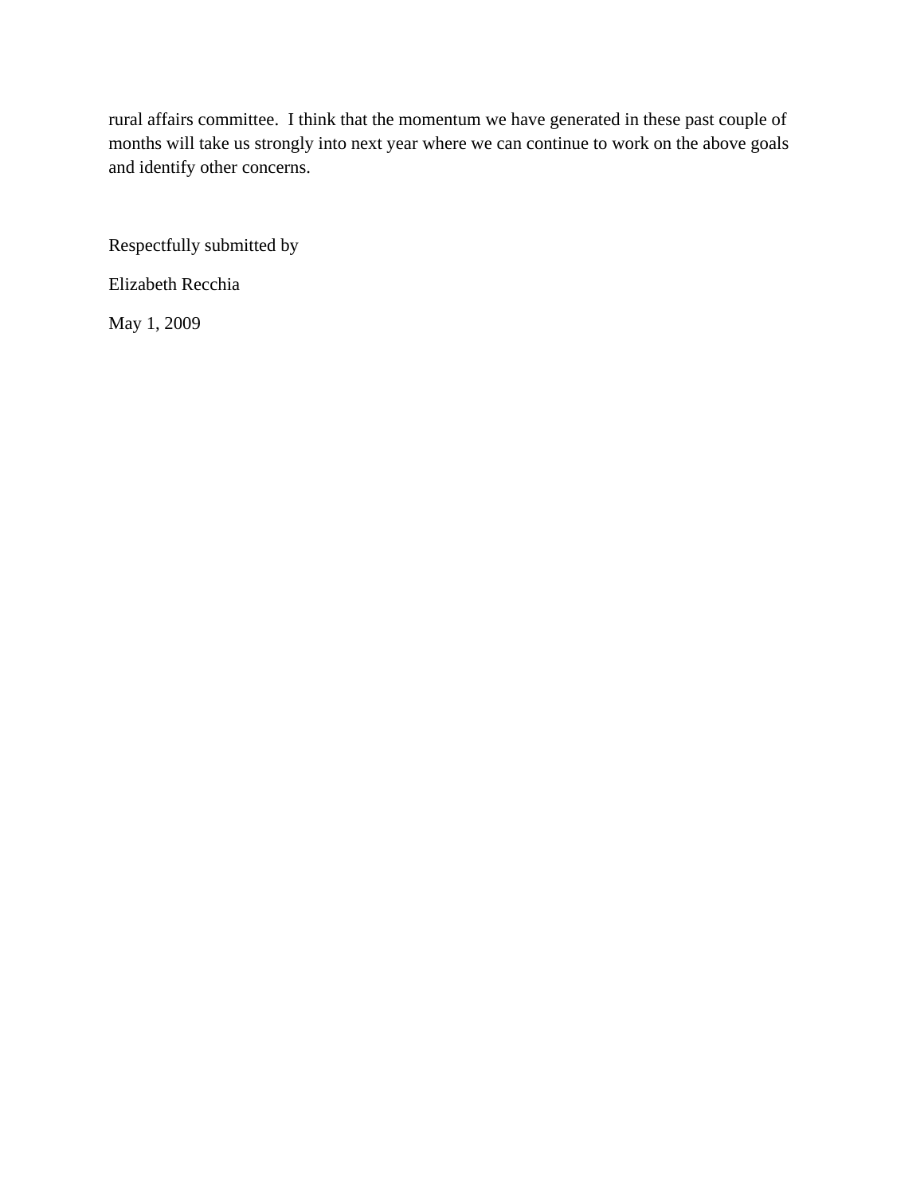rural affairs committee. I think that the momentum we have generated in these past couple of months will take us strongly into next year where we can continue to work on the above goals and identify other concerns.

Respectfully submitted by

Elizabeth Recchia

May 1, 2009